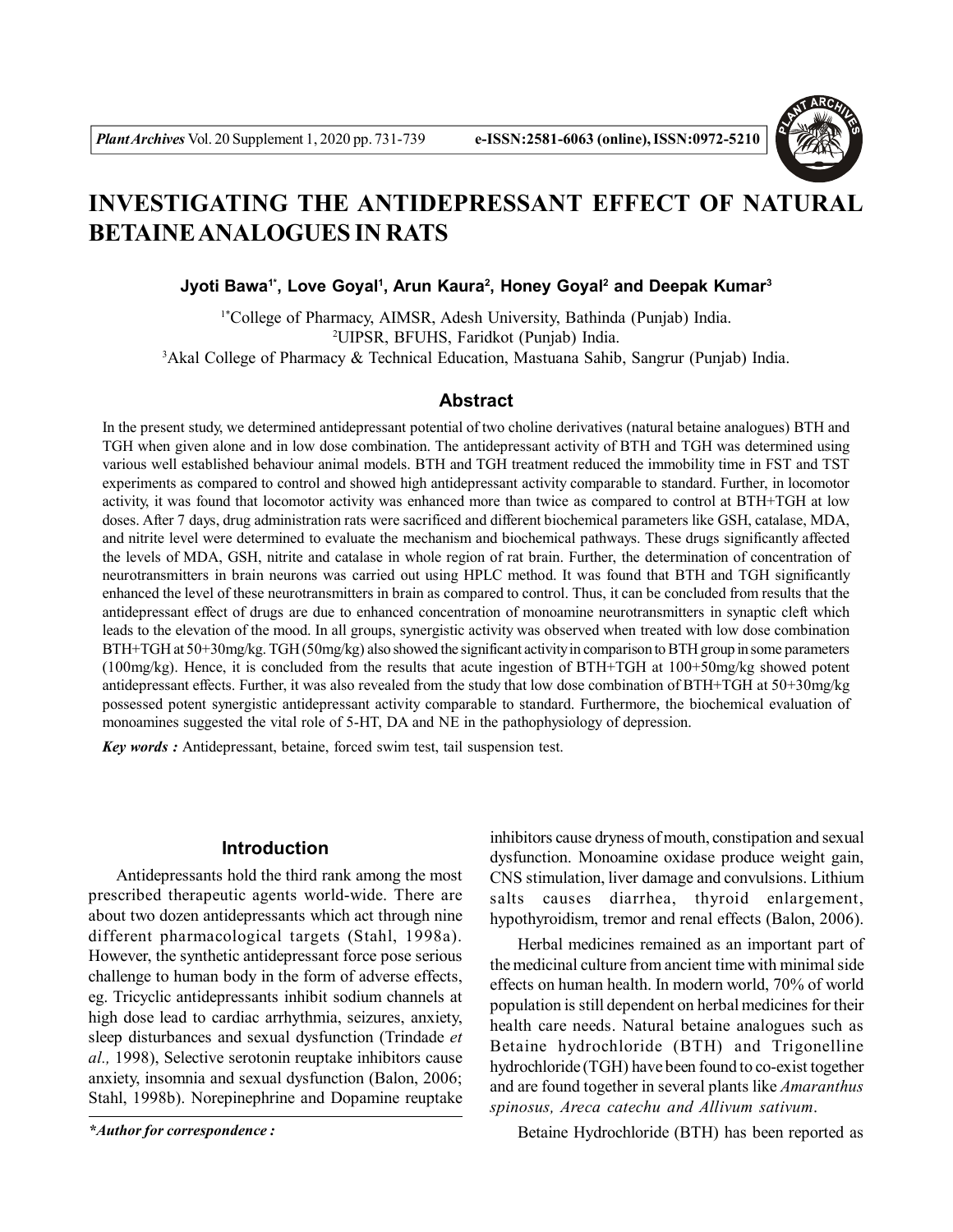# INVESTIGATING THE ANTIDEPRESSANT EFFECT OF NATURAL BETAINE ANALOGUES IN RATS

**Jyoti Bawa[1*], Love Goyal[1], Arun Kaura[2], Honey Goyal[2] and Deepak Kumar[3]**

[1*]College of Pharmacy, AIMSR, Adesh University, Bathinda (Punjab) India.
[2]UIPSR, BFUHS, Faridkot (Punjab) India.
[3]Akal College of Pharmacy & Technical Education, Mastuana Sahib, Sangrur (Punjab) India.

## Abstract

In the present study, we determined antidepressant potential of two choline derivatives (natural betaine analogues) BTH and TGH when given alone and in low dose combination. The antidepressant activity of BTH and TGH was determined using various well established behaviour animal models. BTH and TGH treatment reduced the immobility time in FST and TST experiments as compared to control and showed high antidepressant activity comparable to standard. Further, in locomotor activity, it was found that locomotor activity was enhanced more than twice as compared to control at BTH+TGH at low doses. After 7 days, drug administration rats were sacrificed and different biochemical parameters like GSH, catalase, MDA, and nitrite level were determined to evaluate the mechanism and biochemical pathways. These drugs significantly affected the levels of MDA, GSH, nitrite and catalase in whole region of rat brain. Further, the determination of concentration of neurotransmitters in brain neurons was carried out using HPLC method. It was found that BTH and TGH significantly enhanced the level of these neurotransmitters in brain as compared to control. Thus, it can be concluded from results that the antidepressant effect of drugs are due to enhanced concentration of monoamine neurotransmitters in synaptic cleft which leads to the elevation of the mood. In all groups, synergistic activity was observed when treated with low dose combination BTH+TGH at 50+30mg/kg. TGH (50mg/kg) also showed the significant activity in comparison to BTH group in some parameters (100mg/kg). Hence, it is concluded from the results that acute ingestion of BTH+TGH at 100+50mg/kg showed potent antidepressant effects. Further, it was also revealed from the study that low dose combination of BTH+TGH at 50+30mg/kg possessed potent synergistic antidepressant activity comparable to standard. Furthermore, the biochemical evaluation of monoamines suggested the vital role of 5-HT, DA and NE in the pathophysiology of depression.

***Key words :*** Antidepressant, betaine, forced swim test, tail suspension test.

## Introduction

Antidepressants hold the third rank among the most prescribed therapeutic agents world-wide. There are about two dozen antidepressants which act through nine different pharmacological targets (Stahl, 1998a). However, the synthetic antidepressant force pose serious challenge to human body in the form of adverse effects, eg. Tricyclic antidepressants inhibit sodium channels at high dose lead to cardiac arrhythmia, seizures, anxiety, sleep disturbances and sexual dysfunction (Trindade *et al.,* 1998), Selective serotonin reuptake inhibitors cause anxiety, insomnia and sexual dysfunction (Balon, 2006; Stahl, 1998b). Norepinephrine and Dopamine reuptake inhibitors cause dryness of mouth, constipation and sexual dysfunction. Monoamine oxidase produce weight gain, CNS stimulation, liver damage and convulsions. Lithium salts causes diarrhea, thyroid enlargement, hypothyroidism, tremor and renal effects (Balon, 2006).

Herbal medicines remained as an important part of the medicinal culture from ancient time with minimal side effects on human health. In modern world, 70% of world population is still dependent on herbal medicines for their health care needs. Natural betaine analogues such as Betaine hydrochloride (BTH) and Trigonelline hydrochloride (TGH) have been found to co-exist together and are found together in several plants like *Amaranthus spinosus, Areca catechu and Allivum sativum*.

Betaine Hydrochloride (BTH) has been reported as

***\*Author for correspondence :***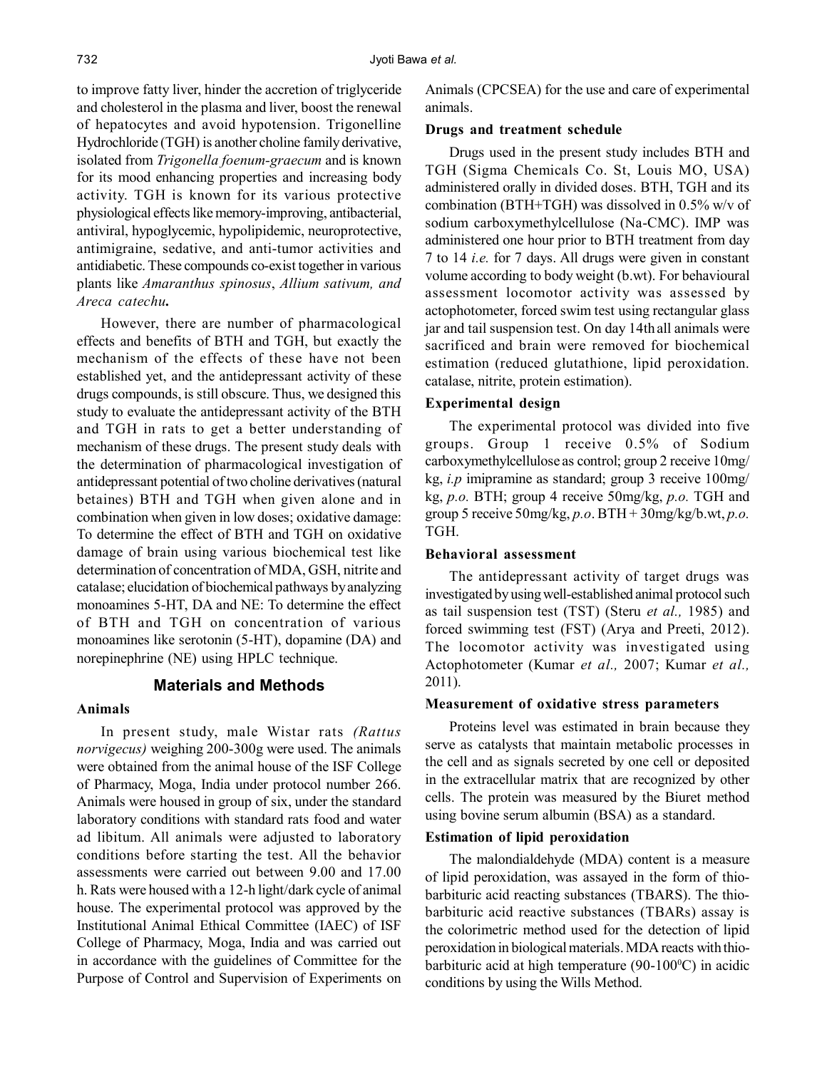to improve fatty liver, hinder the accretion of triglyceride and cholesterol in the plasma and liver, boost the renewal of hepatocytes and avoid hypotension. Trigonelline Hydrochloride (TGH) is another choline family derivative, isolated from *Trigonella foenum-graecum* and is known for its mood enhancing properties and increasing body activity. TGH is known for its various protective physiological effects like memory-improving, antibacterial, antiviral, hypoglycemic, hypolipidemic, neuroprotective, antimigraine, sedative, and anti-tumor activities and antidiabetic. These compounds co-exist together in various plants like *Amaranthus spinosus*, *Allium sativum, and Areca catechu***.**

However, there are number of pharmacological effects and benefits of BTH and TGH, but exactly the mechanism of the effects of these have not been established yet, and the antidepressant activity of these drugs compounds, is still obscure. Thus, we designed this study to evaluate the antidepressant activity of the BTH and TGH in rats to get a better understanding of mechanism of these drugs. The present study deals with the determination of pharmacological investigation of antidepressant potential of two choline derivatives (natural betaines) BTH and TGH when given alone and in combination when given in low doses; oxidative damage: To determine the effect of BTH and TGH on oxidative damage of brain using various biochemical test like determination of concentration of MDA, GSH, nitrite and catalase; elucidation of biochemical pathways by analyzing monoamines 5-HT, DA and NE: To determine the effect of BTH and TGH on concentration of various monoamines like serotonin (5-HT), dopamine (DA) and norepinephrine (NE) using HPLC technique.

## Materials and Methods

### Animals

In present study, male Wistar rats *(Rattus norvigecus)* weighing 200-300g were used. The animals were obtained from the animal house of the ISF College of Pharmacy, Moga, India under protocol number 266. Animals were housed in group of six, under the standard laboratory conditions with standard rats food and water ad libitum. All animals were adjusted to laboratory conditions before starting the test. All the behavior assessments were carried out between 9.00 and 17.00 h. Rats were housed with a 12-h light/dark cycle of animal house. The experimental protocol was approved by the Institutional Animal Ethical Committee (IAEC) of ISF College of Pharmacy, Moga, India and was carried out in accordance with the guidelines of Committee for the Purpose of Control and Supervision of Experiments on Animals (CPCSEA) for the use and care of experimental animals.

### Drugs and treatment schedule

Drugs used in the present study includes BTH and TGH (Sigma Chemicals Co. St, Louis MO, USA) administered orally in divided doses. BTH, TGH and its combination (BTH+TGH) was dissolved in 0.5% w/v of sodium carboxymethylcellulose (Na-CMC). IMP was administered one hour prior to BTH treatment from day 7 to 14 *i.e.* for 7 days. All drugs were given in constant volume according to body weight (b.wt). For behavioural assessment locomotor activity was assessed by actophotometer, forced swim test using rectangular glass jar and tail suspension test. On day 14th all animals were sacrificed and brain were removed for biochemical estimation (reduced glutathione, lipid peroxidation. catalase, nitrite, protein estimation).

### Experimental design

The experimental protocol was divided into five groups. Group 1 receive 0.5% of Sodium carboxymethylcellulose as control; group 2 receive 10mg/kg, *i.p* imipramine as standard; group 3 receive 100mg/kg, *p.o.* BTH; group 4 receive 50mg/kg, *p.o.* TGH and group 5 receive 50mg/kg, *p.o*. BTH + 30mg/kg/b.wt, *p.o.* TGH.

### Behavioral assessment

The antidepressant activity of target drugs was investigated by using well-established animal protocol such as tail suspension test (TST) (Steru *et al.,* 1985) and forced swimming test (FST) (Arya and Preeti, 2012). The locomotor activity was investigated using Actophotometer (Kumar *et al.,* 2007; Kumar *et al.,* 2011).

### Measurement of oxidative stress parameters

Proteins level was estimated in brain because they serve as catalysts that maintain metabolic processes in the cell and as signals secreted by one cell or deposited in the extracellular matrix that are recognized by other cells. The protein was measured by the Biuret method using bovine serum albumin (BSA) as a standard.

### Estimation of lipid peroxidation

The malondialdehyde (MDA) content is a measure of lipid peroxidation, was assayed in the form of thio-barbituric acid reacting substances (TBARS). The thio-barbituric acid reactive substances (TBARs) assay is the colorimetric method used for the detection of lipid peroxidation in biological materials. MDA reacts with thio-barbituric acid at high temperature (90-100$^0$C) in acidic conditions by using the Wills Method.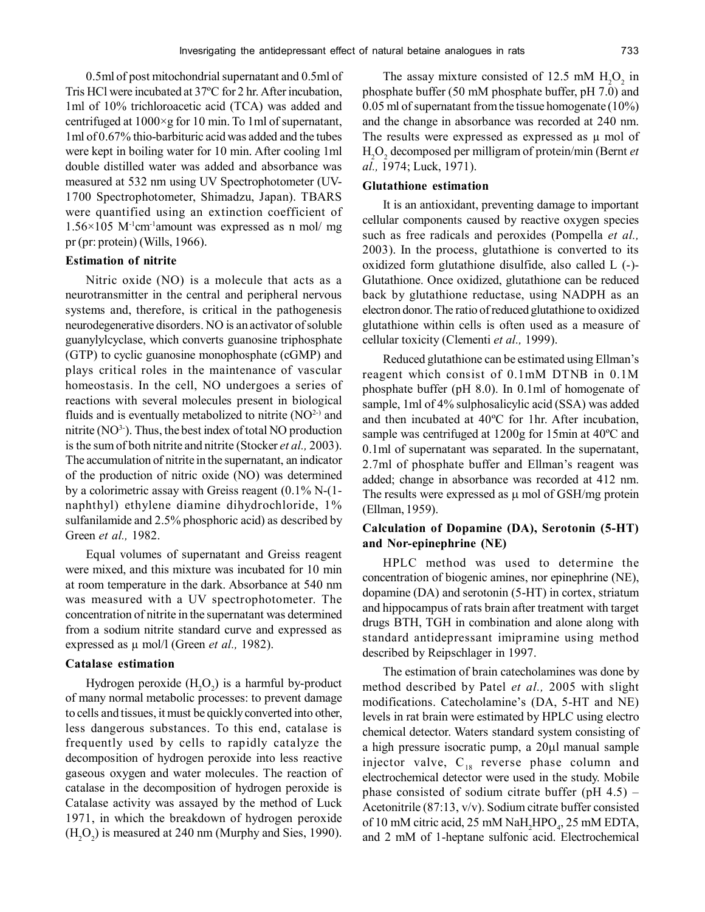0.5ml of post mitochondrial supernatant and 0.5ml of Tris HCl were incubated at 37ºC for 2 hr. After incubation, 1ml of 10% trichloroacetic acid (TCA) was added and centrifuged at 1000×g for 10 min. To 1ml of supernatant, 1ml of 0.67% thio-barbituric acid was added and the tubes were kept in boiling water for 10 min. After cooling 1ml double distilled water was added and absorbance was measured at 532 nm using UV Spectrophotometer (UV-1700 Spectrophotometer, Shimadzu, Japan). TBARS were quantified using an extinction coefficient of 1.56×105 $M^{-1}cm^{-1}$amount was expressed as n mol/ mg pr (pr: protein) (Wills, 1966).

### Estimation of nitrite

Nitric oxide (NO) is a molecule that acts as a neurotransmitter in the central and peripheral nervous systems and, therefore, is critical in the pathogenesis neurodegenerative disorders. NO is an activator of soluble guanylylcyclase, which converts guanosine triphosphate (GTP) to cyclic guanosine monophosphate (cGMP) and plays critical roles in the maintenance of vascular homeostasis. In the cell, NO undergoes a series of reactions with several molecules present in biological fluids and is eventually metabolized to nitrite ($NO^{2-)}$ and nitrite ($NO^{3-}$). Thus, the best index of total NO production is the sum of both nitrite and nitrite (Stocker *et al.,* 2003). The accumulation of nitrite in the supernatant, an indicator of the production of nitric oxide (NO) was determined by a colorimetric assay with Greiss reagent (0.1% N-(1-naphthyl) ethylene diamine dihydrochloride, 1% sulfanilamide and 2.5% phosphoric acid) as described by Green *et al.,* 1982.

Equal volumes of supernatant and Greiss reagent were mixed, and this mixture was incubated for 10 min at room temperature in the dark. Absorbance at 540 nm was measured with a UV spectrophotometer. The concentration of nitrite in the supernatant was determined from a sodium nitrite standard curve and expressed as expressed as µ mol/l (Green *et al.,* 1982).

### Catalase estimation

Hydrogen peroxide ($H_2O_2$) is a harmful by-product of many normal metabolic processes: to prevent damage to cells and tissues, it must be quickly converted into other, less dangerous substances. To this end, catalase is frequently used by cells to rapidly catalyze the decomposition of hydrogen peroxide into less reactive gaseous oxygen and water molecules. The reaction of catalase in the decomposition of hydrogen peroxide is Catalase activity was assayed by the method of Luck 1971, in which the breakdown of hydrogen peroxide ($H_2O_2$) is measured at 240 nm (Murphy and Sies, 1990).

The assay mixture consisted of 12.5 mM $H_2O_2$ in phosphate buffer (50 mM phosphate buffer, pH 7.0) and 0.05 ml of supernatant from the tissue homogenate (10%) and the change in absorbance was recorded at 240 nm. The results were expressed as expressed as µ mol of $H_2O_2$ decomposed per milligram of protein/min (Bernt *et al.,* 1974; Luck, 1971).

### Glutathione estimation

It is an antioxidant, preventing damage to important cellular components caused by reactive oxygen species such as free radicals and peroxides (Pompella *et al.,* 2003). In the process, glutathione is converted to its oxidized form glutathione disulfide, also called L (-)-Glutathione. Once oxidized, glutathione can be reduced back by glutathione reductase, using NADPH as an electron donor. The ratio of reduced glutathione to oxidized glutathione within cells is often used as a measure of cellular toxicity (Clementi *et al.,* 1999).

Reduced glutathione can be estimated using Ellman's reagent which consist of 0.1mM DTNB in 0.1M phosphate buffer (pH 8.0). In 0.1ml of homogenate of sample, 1ml of 4% sulphosalicylic acid (SSA) was added and then incubated at 40ºC for 1hr. After incubation, sample was centrifuged at 1200g for 15min at 40ºC and 0.1ml of supernatant was separated. In the supernatant, 2.7ml of phosphate buffer and Ellman's reagent was added; change in absorbance was recorded at 412 nm. The results were expressed as µ mol of GSH/mg protein (Ellman, 1959).

### Calculation of Dopamine (DA), Serotonin (5-HT) and Nor-epinephrine (NE)

HPLC method was used to determine the concentration of biogenic amines, nor epinephrine (NE), dopamine (DA) and serotonin (5-HT) in cortex, striatum and hippocampus of rats brain after treatment with target drugs BTH, TGH in combination and alone along with standard antidepressant imipramine using method described by Reipschlager in 1997.

The estimation of brain catecholamines was done by method described by Patel *et al.,* 2005 with slight modifications. Catecholamine's (DA, 5-HT and NE) levels in rat brain were estimated by HPLC using electro chemical detector. Waters standard system consisting of a high pressure isocratic pump, a 20µl manual sample injector valve, $C_{18}$ reverse phase column and electrochemical detector were used in the study. Mobile phase consisted of sodium citrate buffer (pH 4.5) – Acetonitrile (87:13, v/v). Sodium citrate buffer consisted of 10 mM citric acid, 25 mM $NaH_2HPO_4$, 25 mM EDTA, and 2 mM of 1-heptane sulfonic acid. Electrochemical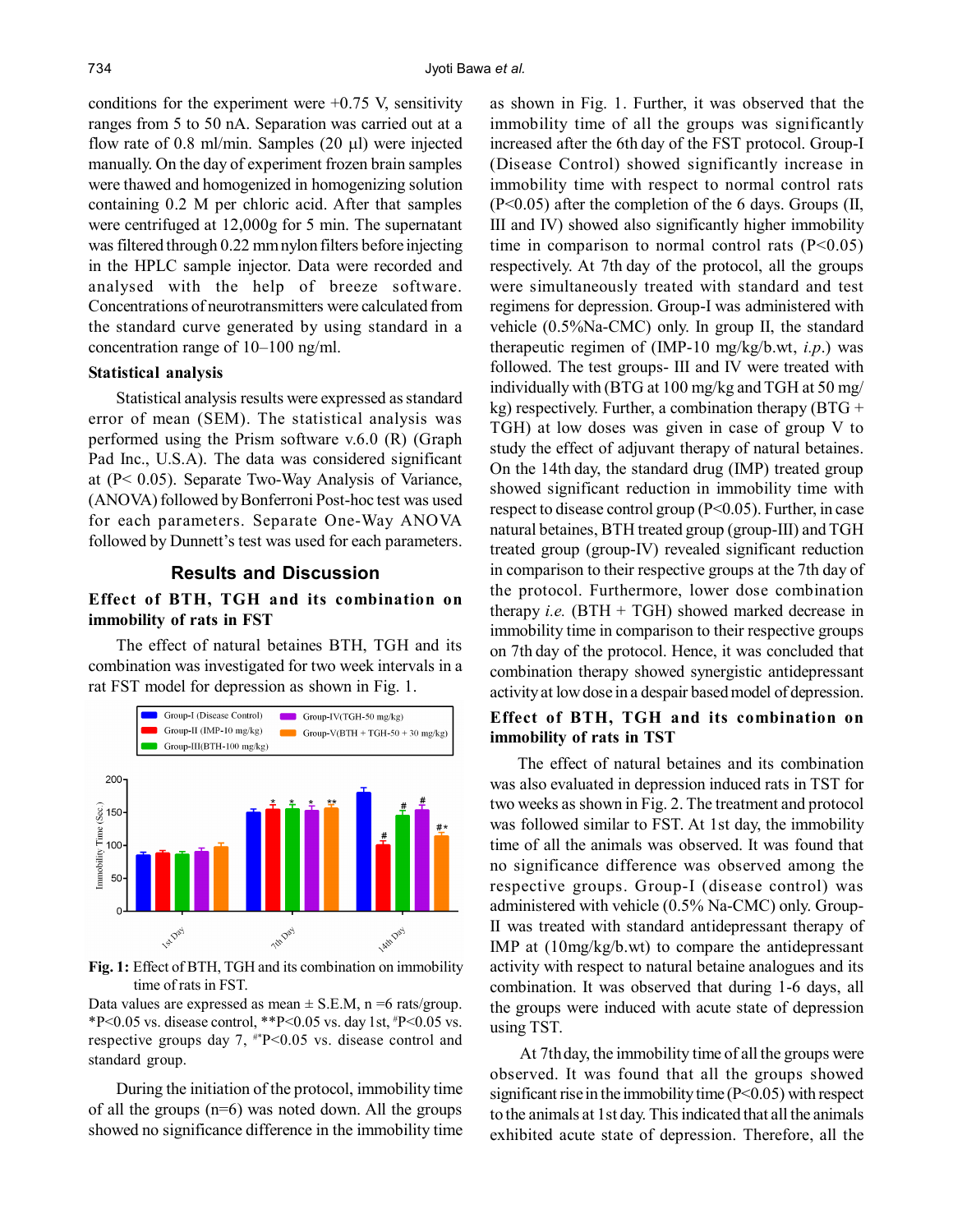conditions for the experiment were +0.75 V, sensitivity ranges from 5 to 50 nA. Separation was carried out at a flow rate of 0.8 ml/min. Samples (20 µl) were injected manually. On the day of experiment frozen brain samples were thawed and homogenized in homogenizing solution containing 0.2 M per chloric acid. After that samples were centrifuged at 12,000g for 5 min. The supernatant was filtered through 0.22 mm nylon filters before injecting in the HPLC sample injector. Data were recorded and analysed with the help of breeze software. Concentrations of neurotransmitters were calculated from the standard curve generated by using standard in a concentration range of 10–100 ng/ml.

### Statistical analysis

Statistical analysis results were expressed as standard error of mean (SEM). The statistical analysis was performed using the Prism software v.6.0 (R) (Graph Pad Inc., U.S.A). The data was considered significant at ($P < 0.05$). Separate Two-Way Analysis of Variance, (ANOVA) followed by Bonferroni Post-hoc test was used for each parameters. Separate One-Way ANOVA followed by Dunnett's test was used for each parameters.

## Results and Discussion

### Effect of BTH, TGH and its combination on immobility of rats in FST

The effect of natural betaines BTH, TGH and its combination was investigated for two week intervals in a rat FST model for depression as shown in Fig. 1.

**Fig. 1:** Effect of BTH, TGH and its combination on immobility time of rats in FST.

Data values are expressed as mean ± S.E.M, n =6 rats/group. *P<0.05 vs. disease control, **P<0.05 vs. day 1st, #P<0.05 vs. respective groups day 7, #*P<0.05 vs. disease control and standard group.

During the initiation of the protocol, immobility time of all the groups (n=6) was noted down. All the groups showed no significance difference in the immobility time as shown in Fig. 1. Further, it was observed that the immobility time of all the groups was significantly increased after the 6th day of the FST protocol. Group-I (Disease Control) showed significantly increase in immobility time with respect to normal control rats ($P<0.05$) after the completion of the 6 days. Groups (II, III and IV) showed also significantly higher immobility time in comparison to normal control rats ($P<0.05$) respectively. At 7th day of the protocol, all the groups were simultaneously treated with standard and test regimens for depression. Group-I was administered with vehicle (0.5%Na-CMC) only. In group II, the standard therapeutic regimen of (IMP-10 mg/kg/b.wt, *i.p.*) was followed. The test groups- III and IV were treated with individually with (BTG at 100 mg/kg and TGH at 50 mg/kg) respectively. Further, a combination therapy (BTG + TGH) at low doses was given in case of group V to study the effect of adjuvant therapy of natural betaines. On the 14th day, the standard drug (IMP) treated group showed significant reduction in immobility time with respect to disease control group ($P<0.05$). Further, in case natural betaines, BTH treated group (group-III) and TGH treated group (group-IV) revealed significant reduction in comparison to their respective groups at the 7th day of the protocol. Furthermore, lower dose combination therapy *i.e.* (BTH + TGH) showed marked decrease in immobility time in comparison to their respective groups on 7th day of the protocol. Hence, it was concluded that combination therapy showed synergistic antidepressant activity at low dose in a despair based model of depression.

### Effect of BTH, TGH and its combination on immobility of rats in TST

The effect of natural betaines and its combination was also evaluated in depression induced rats in TST for two weeks as shown in Fig. 2. The treatment and protocol was followed similar to FST. At 1st day, the immobility time of all the animals was observed. It was found that no significance difference was observed among the respective groups. Group-I (disease control) was administered with vehicle (0.5% Na-CMC) only. Group-II was treated with standard antidepressant therapy of IMP at (10mg/kg/b.wt) to compare the antidepressant activity with respect to natural betaine analogues and its combination. It was observed that during 1-6 days, all the groups were induced with acute state of depression using TST.

At 7th day, the immobility time of all the groups were observed. It was found that all the groups showed significant rise in the immobility time ($P<0.05$) with respect to the animals at 1st day. This indicated that all the animals exhibited acute state of depression. Therefore, all the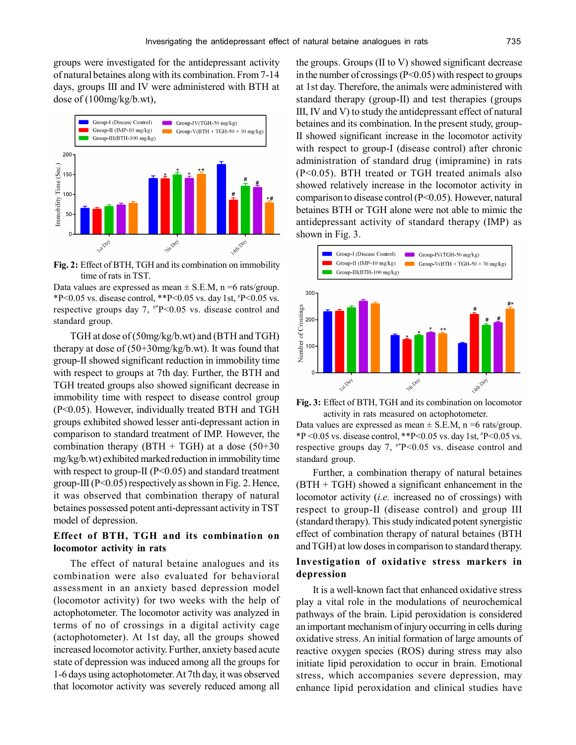groups were investigated for the antidepressant activity of natural betaines along with its combination. From 7-14 days, groups III and IV were administered with BTH at dose of (100mg/kg/b.wt), TGH at dose of (50mg/kg/b.wt) and (BTH and TGH) therapy at dose of (50+30mg/kg/b.wt). It was found that group-II showed significant reduction in immobility time with respect to groups at 7th day. Further, the BTH and TGH treated groups also showed significant decrease in immobility time with respect to disease control group (P<0.05). However, individually treated BTH and TGH groups exhibited showed lesser anti-depressant action in comparison to standard treatment of IMP. However, the combination therapy (BTH + TGH) at a dose (50+30 mg/kg/b.wt) exhibited marked reduction in immobility time with respect to group-II (P<0.05) and standard treatment group-III (P<0.05) respectively as shown in Fig. 2. Hence, it was observed that combination therapy of natural betaines possessed potent anti-depressant activity in TST model of depression.

**Fig. 2:** Effect of BTH, TGH and its combination on immobility time of rats in TST.

Data values are expressed as mean ± S.E.M, n =6 rats/group. *P<0.05 vs. disease control, **P<0.05 vs. day 1st, #P<0.05 vs. respective groups day 7, #*P<0.05 vs. disease control and standard group.

### Effect of BTH, TGH and its combination on locomotor activity in rats

The effect of natural betaine analogues and its combination were also evaluated for behavioral assessment in an anxiety based depression model (locomotor activity) for two weeks with the help of actophotometer. The locomotor activity was analyzed in terms of no of crossings in a digital activity cage (actophotometer). At 1st day, all the groups showed increased locomotor activity. Further, anxiety based acute state of depression was induced among all the groups for 1-6 days using actophotometer. At 7th day, it was observed that locomotor activity was severely reduced among all the groups. Groups (II to V) showed significant decrease in the number of crossings (P<0.05) with respect to groups at 1st day. Therefore, the animals were administered with standard therapy (group-II) and test therapies (groups III, IV and V) to study the antidepressant effect of natural betaines and its combination. In the present study, group-II showed significant increase in the locomotor activity with respect to group-I (disease control) after chronic administration of standard drug (imipramine) in rats (P<0.05). BTH treated or TGH treated animals also showed relatively increase in the locomotor activity in comparison to disease control (P<0.05). However, natural betaines BTH or TGH alone were not able to mimic the antidepressant activity of standard therapy (IMP) as shown in Fig. 3.

**Fig. 3:** Effect of BTH, TGH and its combination on locomotor activity in rats measured on actophotometer.

Data values are expressed as mean ± S.E.M, n =6 rats/group. *P <0.05 vs. disease control, **P<0.05 vs. day 1st, #P<0.05 vs. respective groups day 7, #*P<0.05 vs. disease control and standard group.

Further, a combination therapy of natural betaines (BTH + TGH) showed a significant enhancement in the locomotor activity (*i.e.* increased no of crossings) with respect to group-II (disease control) and group III (standard therapy). This study indicated potent synergistic effect of combination therapy of natural betaines (BTH and TGH) at low doses in comparison to standard therapy.

### Investigation of oxidative stress markers in depression

It is a well-known fact that enhanced oxidative stress play a vital role in the modulations of neurochemical pathways of the brain. Lipid peroxidation is considered an important mechanism of injury occurring in cells during oxidative stress. An initial formation of large amounts of reactive oxygen species (ROS) during stress may also initiate lipid peroxidation to occur in brain. Emotional stress, which accompanies severe depression, may enhance lipid peroxidation and clinical studies have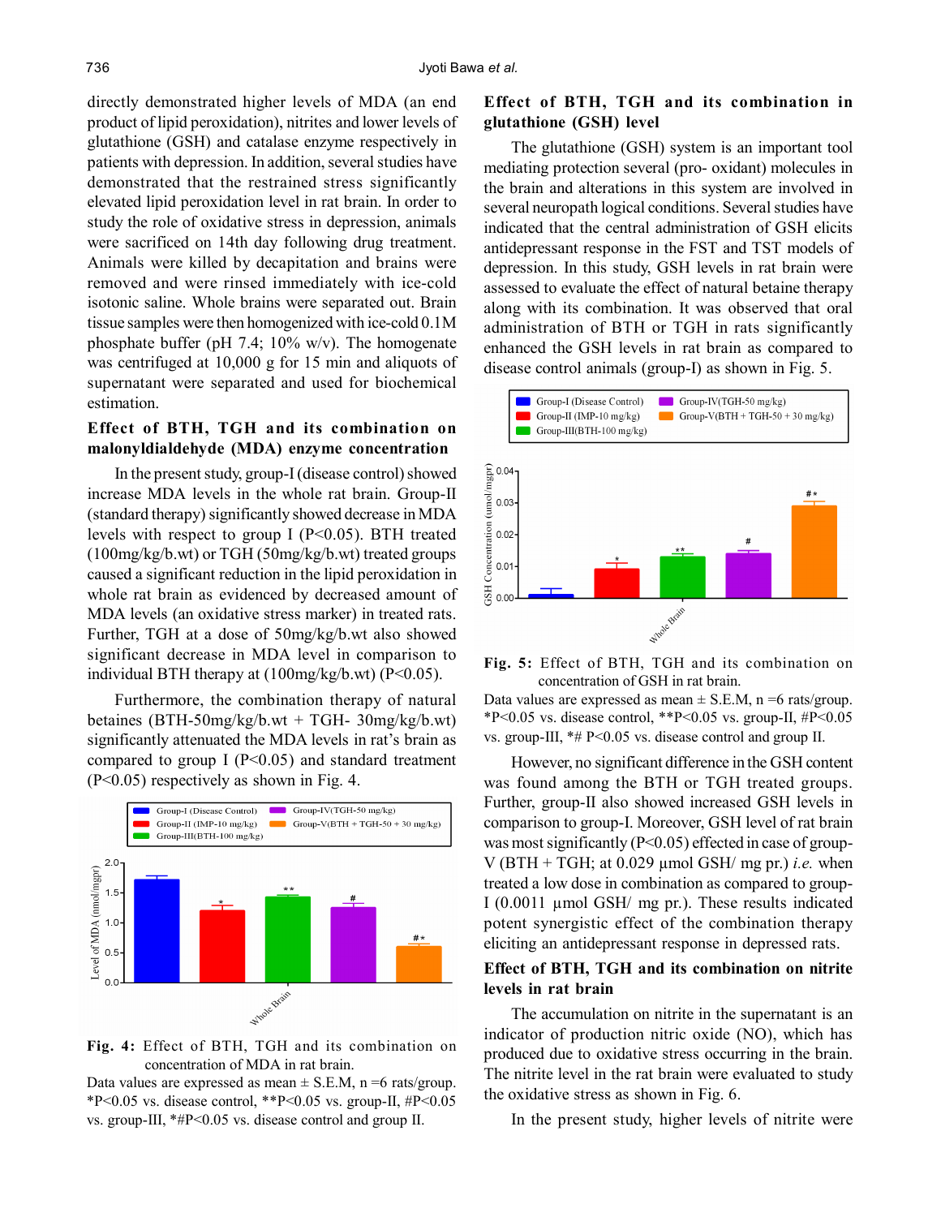directly demonstrated higher levels of MDA (an end product of lipid peroxidation), nitrites and lower levels of glutathione (GSH) and catalase enzyme respectively in patients with depression. In addition, several studies have demonstrated that the restrained stress significantly elevated lipid peroxidation level in rat brain. In order to study the role of oxidative stress in depression, animals were sacrificed on 14th day following drug treatment. Animals were killed by decapitation and brains were removed and were rinsed immediately with ice-cold isotonic saline. Whole brains were separated out. Brain tissue samples were then homogenized with ice-cold 0.1M phosphate buffer (pH 7.4; 10% w/v). The homogenate was centrifuged at 10,000 g for 15 min and aliquots of supernatant were separated and used for biochemical estimation.

### Effect of BTH, TGH and its combination on malonyldialdehyde (MDA) enzyme concentration

In the present study, group-I (disease control) showed increase MDA levels in the whole rat brain. Group-II (standard therapy) significantly showed decrease in MDA levels with respect to group I ($P<0.05$). BTH treated (100mg/kg/b.wt) or TGH (50mg/kg/b.wt) treated groups caused a significant reduction in the lipid peroxidation in whole rat brain as evidenced by decreased amount of MDA levels (an oxidative stress marker) in treated rats. Further, TGH at a dose of 50mg/kg/b.wt also showed significant decrease in MDA level in comparison to individual BTH therapy at (100mg/kg/b.wt) ($P<0.05$).

Furthermore, the combination therapy of natural betaines (BTH-50mg/kg/b.wt + TGH- 30mg/kg/b.wt) significantly attenuated the MDA levels in rat's brain as compared to group I ($P<0.05$) and standard treatment ($P<0.05$) respectively as shown in Fig. 4.

**Fig. 4:** Effect of BTH, TGH and its combination on concentration of MDA in rat brain.

Data values are expressed as mean ± S.E.M, n =6 rats/group. *P<0.05 vs. disease control, **P<0.05 vs. group-II, #P<0.05 vs. group-III, *#P<0.05 vs. disease control and group II.

### Effect of BTH, TGH and its combination in glutathione (GSH) level

The glutathione (GSH) system is an important tool mediating protection several (pro- oxidant) molecules in the brain and alterations in this system are involved in several neuropath logical conditions. Several studies have indicated that the central administration of GSH elicits antidepressant response in the FST and TST models of depression. In this study, GSH levels in rat brain were assessed to evaluate the effect of natural betaine therapy along with its combination. It was observed that oral administration of BTH or TGH in rats significantly enhanced the GSH levels in rat brain as compared to disease control animals (group-I) as shown in Fig. 5.

**Fig. 5:** Effect of BTH, TGH and its combination on concentration of GSH in rat brain.

Data values are expressed as mean ± S.E.M, n =6 rats/group. *P<0.05 vs. disease control, **P<0.05 vs. group-II, #P<0.05 vs. group-III, *# P<0.05 vs. disease control and group II.

However, no significant difference in the GSH content was found among the BTH or TGH treated groups. Further, group-II also showed increased GSH levels in comparison to group-I. Moreover, GSH level of rat brain was most significantly ($P<0.05$) effected in case of group-V (BTH + TGH; at 0.029 µmol GSH/ mg pr.) *i.e.* when treated a low dose in combination as compared to group-I (0.0011 µmol GSH/ mg pr.). These results indicated potent synergistic effect of the combination therapy eliciting an antidepressant response in depressed rats.

### Effect of BTH, TGH and its combination on nitrite levels in rat brain

The accumulation on nitrite in the supernatant is an indicator of production nitric oxide (NO), which has produced due to oxidative stress occurring in the brain. The nitrite level in the rat brain were evaluated to study the oxidative stress as shown in Fig. 6.

In the present study, higher levels of nitrite were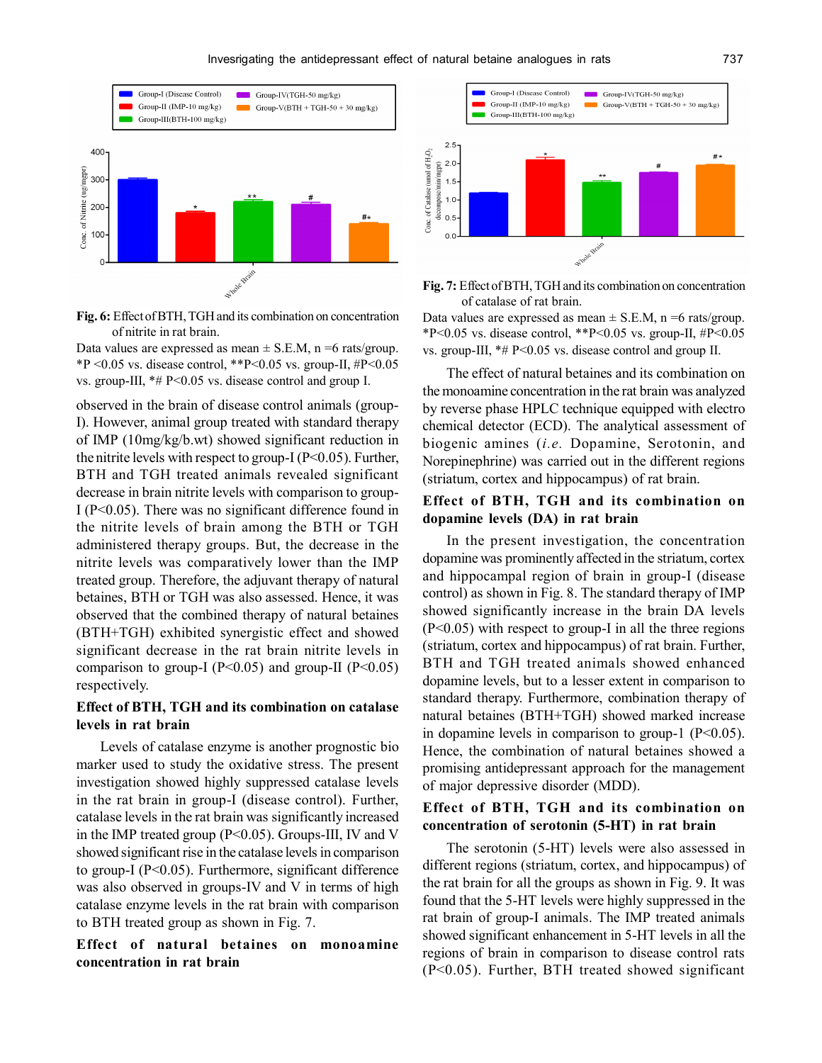**Fig. 6:** Effect of BTH, TGH and its combination on concentration of nitrite in rat brain.

Data values are expressed as mean ± S.E.M, n =6 rats/group. *P <0.05 vs. disease control, **P<0.05 vs. group-II, #P<0.05 vs. group-III, *# P<0.05 vs. disease control and group I.

observed in the brain of disease control animals (group-I). However, animal group treated with standard therapy of IMP (10mg/kg/b.wt) showed significant reduction in the nitrite levels with respect to group-I (P<0.05). Further, BTH and TGH treated animals revealed significant decrease in brain nitrite levels with comparison to group-I (P<0.05). There was no significant difference found in the nitrite levels of brain among the BTH or TGH administered therapy groups. But, the decrease in the nitrite levels was comparatively lower than the IMP treated group. Therefore, the adjuvant therapy of natural betaines, BTH or TGH was also assessed. Hence, it was observed that the combined therapy of natural betaines (BTH+TGH) exhibited synergistic effect and showed significant decrease in the rat brain nitrite levels in comparison to group-I (P<0.05) and group-II (P<0.05) respectively.

## Effect of BTH, TGH and its combination on catalase levels in rat brain

Levels of catalase enzyme is another prognostic bio marker used to study the oxidative stress. The present investigation showed highly suppressed catalase levels in the rat brain in group-I (disease control). Further, catalase levels in the rat brain was significantly increased in the IMP treated group (P<0.05). Groups-III, IV and V showed significant rise in the catalase levels in comparison to group-I (P<0.05). Furthermore, significant difference was also observed in groups-IV and V in terms of high catalase enzyme levels in the rat brain with comparison to BTH treated group as shown in Fig. 7.

## Effect of natural betaines on monoamine concentration in rat brain

**Fig. 7:** Effect of BTH, TGH and its combination on concentration of catalase of rat brain.

Data values are expressed as mean ± S.E.M, n =6 rats/group. *P<0.05 vs. disease control, **P<0.05 vs. group-II, #P<0.05 vs. group-III, *# P<0.05 vs. disease control and group II.

The effect of natural betaines and its combination on the monoamine concentration in the rat brain was analyzed by reverse phase HPLC technique equipped with electro chemical detector (ECD). The analytical assessment of biogenic amines (*i.e.* Dopamine, Serotonin, and Norepinephrine) was carried out in the different regions (striatum, cortex and hippocampus) of rat brain.

## Effect of BTH, TGH and its combination on dopamine levels (DA) in rat brain

In the present investigation, the concentration dopamine was prominently affected in the striatum, cortex and hippocampal region of brain in group-I (disease control) as shown in Fig. 8. The standard therapy of IMP showed significantly increase in the brain DA levels (P<0.05) with respect to group-I in all the three regions (striatum, cortex and hippocampus) of rat brain. Further, BTH and TGH treated animals showed enhanced dopamine levels, but to a lesser extent in comparison to standard therapy. Furthermore, combination therapy of natural betaines (BTH+TGH) showed marked increase in dopamine levels in comparison to group-1 (P<0.05). Hence, the combination of natural betaines showed a promising antidepressant approach for the management of major depressive disorder (MDD).

## Effect of BTH, TGH and its combination on concentration of serotonin (5-HT) in rat brain

The serotonin (5-HT) levels were also assessed in different regions (striatum, cortex, and hippocampus) of the rat brain for all the groups as shown in Fig. 9. It was found that the 5-HT levels were highly suppressed in the rat brain of group-I animals. The IMP treated animals showed significant enhancement in 5-HT levels in all the regions of brain in comparison to disease control rats (P<0.05). Further, BTH treated showed significant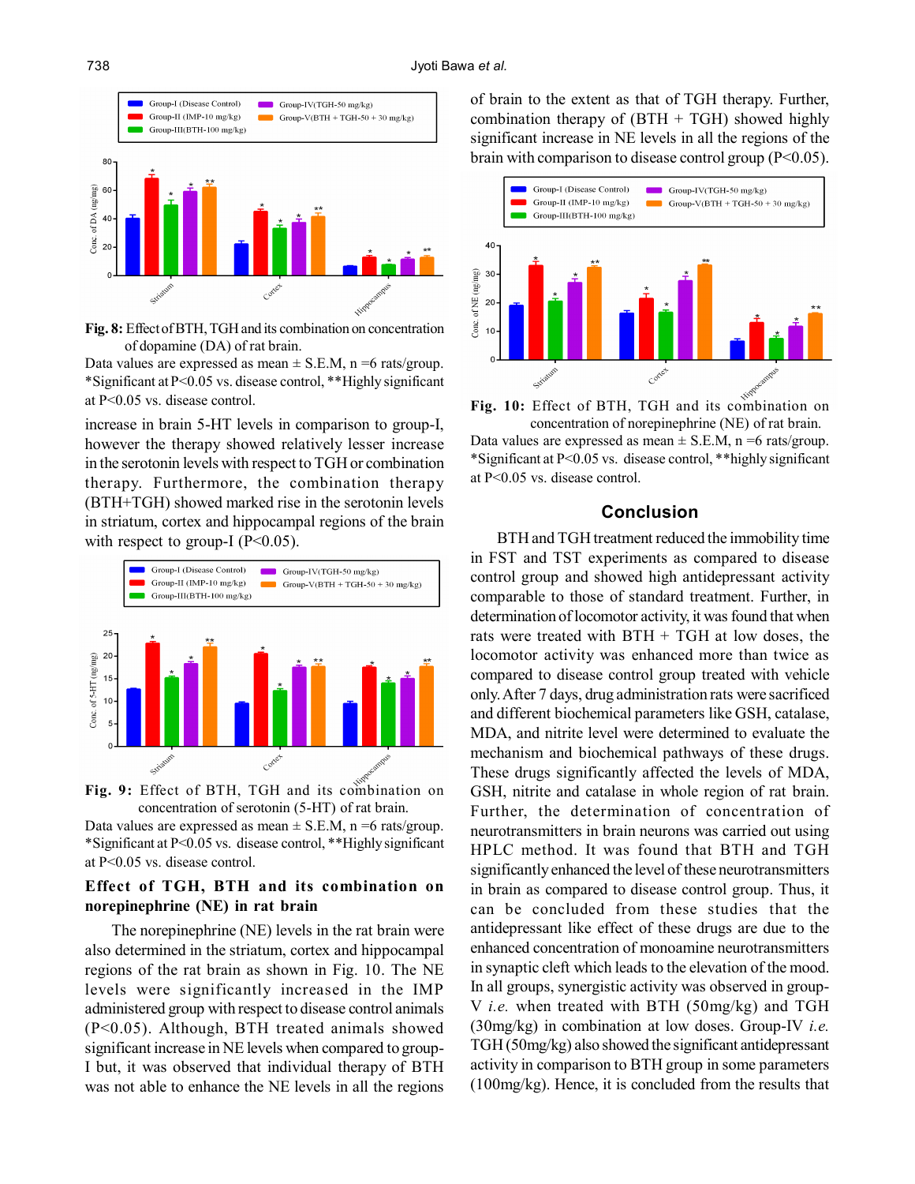**Fig. 8:** Effect of BTH, TGH and its combination on concentration of dopamine (DA) of rat brain.

Data values are expressed as mean ± S.E.M, n =6 rats/group. *Significant at P<0.05 vs. disease control, **Highly significant at P<0.05 vs. disease control.

increase in brain 5-HT levels in comparison to group-I, however the therapy showed relatively lesser increase in the serotonin levels with respect to TGH or combination therapy. Furthermore, the combination therapy (BTH+TGH) showed marked rise in the serotonin levels in striatum, cortex and hippocampal regions of the brain with respect to group-I (P<0.05).

**Fig. 9:** Effect of BTH, TGH and its combination on concentration of serotonin (5-HT) of rat brain.

Data values are expressed as mean ± S.E.M, n =6 rats/group. *Significant at P<0.05 vs. disease control, **Highly significant at P<0.05 vs. disease control.

### Effect of TGH, BTH and its combination on norepinephrine (NE) in rat brain

The norepinephrine (NE) levels in the rat brain were also determined in the striatum, cortex and hippocampal regions of the rat brain as shown in Fig. 10. The NE levels were significantly increased in the IMP administered group with respect to disease control animals (P<0.05). Although, BTH treated animals showed significant increase in NE levels when compared to group-I but, it was observed that individual therapy of BTH was not able to enhance the NE levels in all the regions of brain to the extent as that of TGH therapy. Further, combination therapy of (BTH + TGH) showed highly significant increase in NE levels in all the regions of the brain with comparison to disease control group (P<0.05).

**Fig. 10:** Effect of BTH, TGH and its combination on concentration of norepinephrine (NE) of rat brain.

Data values are expressed as mean ± S.E.M, n =6 rats/group. *Significant at P<0.05 vs. disease control, **highly significant at P<0.05 vs. disease control.

## Conclusion

BTH and TGH treatment reduced the immobility time in FST and TST experiments as compared to disease control group and showed high antidepressant activity comparable to those of standard treatment. Further, in determination of locomotor activity, it was found that when rats were treated with BTH + TGH at low doses, the locomotor activity was enhanced more than twice as compared to disease control group treated with vehicle only. After 7 days, drug administration rats were sacrificed and different biochemical parameters like GSH, catalase, MDA, and nitrite level were determined to evaluate the mechanism and biochemical pathways of these drugs. These drugs significantly affected the levels of MDA, GSH, nitrite and catalase in whole region of rat brain. Further, the determination of concentration of neurotransmitters in brain neurons was carried out using HPLC method. It was found that BTH and TGH significantly enhanced the level of these neurotransmitters in brain as compared to disease control group. Thus, it can be concluded from these studies that the antidepressant like effect of these drugs are due to the enhanced concentration of monoamine neurotransmitters in synaptic cleft which leads to the elevation of the mood. In all groups, synergistic activity was observed in group-V *i.e.* when treated with BTH (50mg/kg) and TGH (30mg/kg) in combination at low doses. Group-IV *i.e.* TGH (50mg/kg) also showed the significant antidepressant activity in comparison to BTH group in some parameters (100mg/kg). Hence, it is concluded from the results that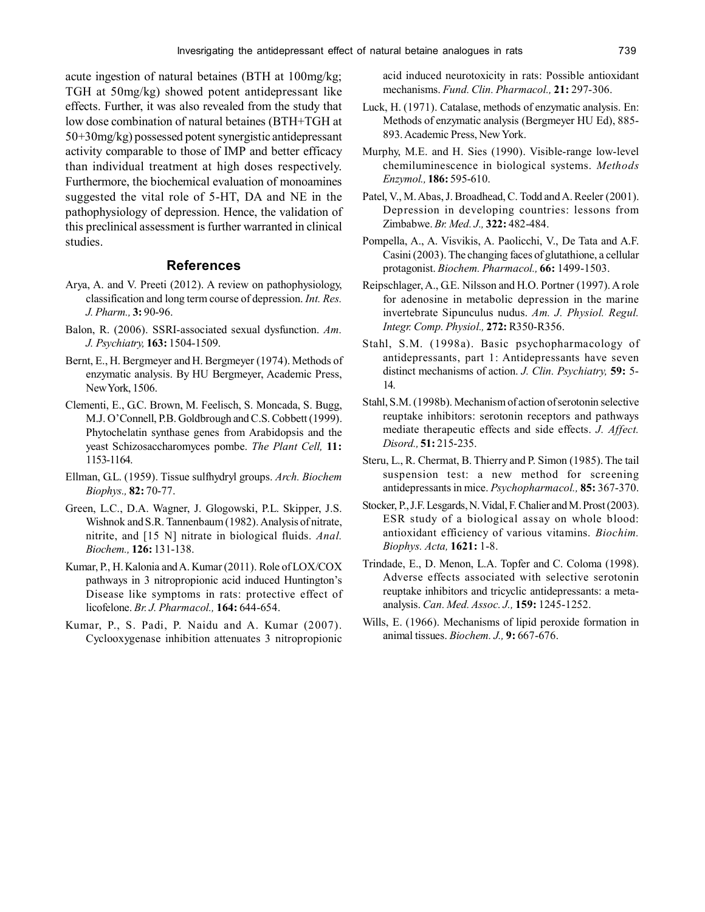acute ingestion of natural betaines (BTH at 100mg/kg; TGH at 50mg/kg) showed potent antidepressant like effects. Further, it was also revealed from the study that low dose combination of natural betaines (BTH+TGH at 50+30mg/kg) possessed potent synergistic antidepressant activity comparable to those of IMP and better efficacy than individual treatment at high doses respectively. Furthermore, the biochemical evaluation of monoamines suggested the vital role of 5-HT, DA and NE in the pathophysiology of depression. Hence, the validation of this preclinical assessment is further warranted in clinical studies.

## References

Arya, A. and V. Preeti (2012). A review on pathophysiology, classification and long term course of depression. *Int. Res. J. Pharm.,* **3:** 90-96.

Balon, R. (2006). SSRI-associated sexual dysfunction. *Am. J. Psychiatry,* **163:** 1504-1509.

Bernt, E., H. Bergmeyer and H. Bergmeyer (1974). Methods of enzymatic analysis. By HU Bergmeyer, Academic Press, New York, 1506.

Clementi, E., G.C. Brown, M. Feelisch, S. Moncada, S. Bugg, M.J. O'Connell, P.B. Goldbrough and C.S. Cobbett (1999). Phytochelatin synthase genes from Arabidopsis and the yeast Schizosaccharomyces pombe. *The Plant Cell,* **11:** 1153-1164.

Ellman, G.L. (1959). Tissue sulfhydryl groups. *Arch. Biochem Biophys.,* **82:** 70-77.

Green, L.C., D.A. Wagner, J. Glogowski, P.L. Skipper, J.S. Wishnok and S.R. Tannenbaum (1982). Analysis of nitrate, nitrite, and [15 N] nitrate in biological fluids. *Anal. Biochem.,* **126:** 131-138.

Kumar, P., H. Kalonia and A. Kumar (2011). Role of LOX/COX pathways in 3 nitropropionic acid induced Huntington's Disease like symptoms in rats: protective effect of licofelone. *Br. J. Pharmacol.,* **164:** 644-654.

Kumar, P., S. Padi, P. Naidu and A. Kumar (2007). Cyclooxygenase inhibition attenuates 3 nitropropionic acid induced neurotoxicity in rats: Possible antioxidant mechanisms. *Fund. Clin. Pharmacol.,* **21:** 297-306.

Luck, H. (1971). Catalase, methods of enzymatic analysis. En: Methods of enzymatic analysis (Bergmeyer HU Ed), 885-893. Academic Press, New York.

Murphy, M.E. and H. Sies (1990). Visible-range low-level chemiluminescence in biological systems. *Methods Enzymol.,* **186:** 595-610.

Patel, V., M. Abas, J. Broadhead, C. Todd and A. Reeler (2001). Depression in developing countries: lessons from Zimbabwe. *Br. Med. J.,* **322:** 482-484.

Pompella, A., A. Visvikis, A. Paolicchi, V., De Tata and A.F. Casini (2003). The changing faces of glutathione, a cellular protagonist. *Biochem. Pharmacol.,* **66:** 1499-1503.

Reipschlager, A., G.E. Nilsson and H.O. Portner (1997). A role for adenosine in metabolic depression in the marine invertebrate Sipunculus nudus. *Am. J. Physiol. Regul. Integr. Comp. Physiol.,* **272:** R350-R356.

Stahl, S.M. (1998a). Basic psychopharmacology of antidepressants, part 1: Antidepressants have seven distinct mechanisms of action. *J. Clin. Psychiatry,* **59:** 5-14.

Stahl, S.M. (1998b). Mechanism of action of serotonin selective reuptake inhibitors: serotonin receptors and pathways mediate therapeutic effects and side effects. *J. Affect. Disord.,* **51:** 215-235.

Steru, L., R. Chermat, B. Thierry and P. Simon (1985). The tail suspension test: a new method for screening antidepressants in mice. *Psychopharmacol.,* **85:** 367-370.

Stocker, P., J.F. Lesgards, N. Vidal, F. Chalier and M. Prost (2003). ESR study of a biological assay on whole blood: antioxidant efficiency of various vitamins. *Biochim. Biophys. Acta,* **1621:** 1-8.

Trindade, E., D. Menon, L.A. Topfer and C. Coloma (1998). Adverse effects associated with selective serotonin reuptake inhibitors and tricyclic antidepressants: a meta-analysis. *Can. Med. Assoc. J.,* **159:** 1245-1252.

Wills, E. (1966). Mechanisms of lipid peroxide formation in animal tissues. *Biochem. J.,* **9:** 667-676.